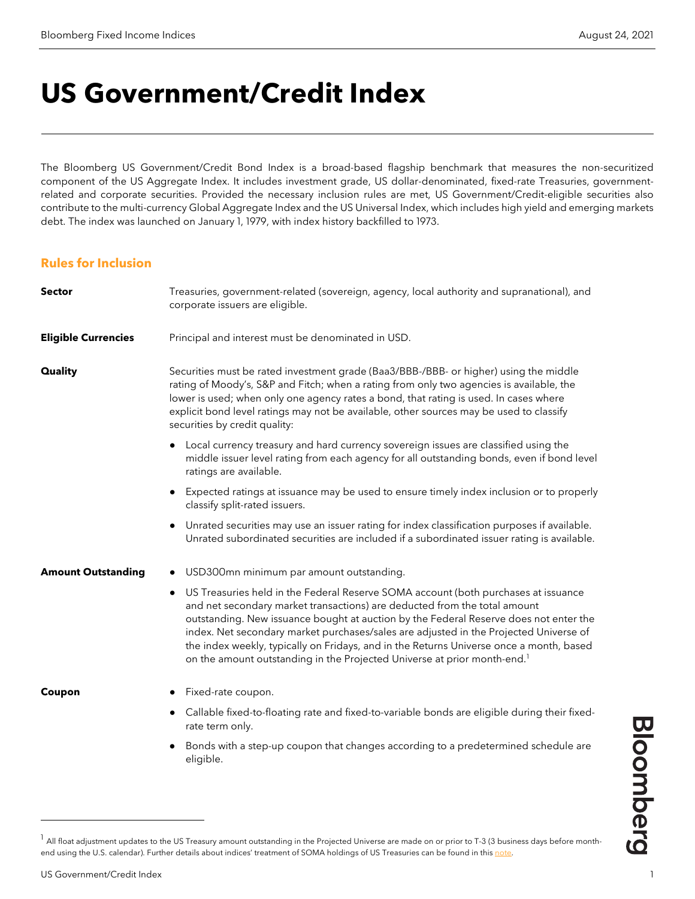# US Government/Credit Index

The Bloomberg US Government/Credit Bond Index is a broad-based flagship benchmark that measures the non-securitized component of the US Aggregate Index. It includes investment grade, US dollar-denominated, fixed-rate Treasuries, government-related and corporate securities. Provided the necessary inclusion rules are met, US Government/Credit-eligible securities also contribute to the multi-currency Global Aggregate Index and the US Universal Index, which includes high yield and emerging markets debt. The index was launched on January 1, 1979, with index history backfilled to 1973.

## Rules for Inclusion

**Sector**

Treasuries, government-related (sovereign, agency, local authority and supranational), and corporate issuers are eligible.

**Eligible Currencies**

Principal and interest must be denominated in USD.

**Quality**

Securities must be rated investment grade (Baa3/BBB-/BBB- or higher) using the middle rating of Moody's, S&P and Fitch; when a rating from only two agencies is available, the lower is used; when only one agency rates a bond, that rating is used. In cases where explicit bond level ratings may not be available, other sources may be used to classify securities by credit quality:

- Local currency treasury and hard currency sovereign issues are classified using the middle issuer level rating from each agency for all outstanding bonds, even if bond level ratings are available.
- Expected ratings at issuance may be used to ensure timely index inclusion or to properly classify split-rated issuers.
- Unrated securities may use an issuer rating for index classification purposes if available. Unrated subordinated securities are included if a subordinated issuer rating is available.

**Amount Outstanding**

- USD300mn minimum par amount outstanding.
- US Treasuries held in the Federal Reserve SOMA account (both purchases at issuance and net secondary market transactions) are deducted from the total amount outstanding. New issuance bought at auction by the Federal Reserve does not enter the index. Net secondary market purchases/sales are adjusted in the Projected Universe of the index weekly, typically on Fridays, and in the Returns Universe once a month, based on the amount outstanding in the Projected Universe at prior month-end.[1]

**Coupon**

- Fixed-rate coupon.
- Callable fixed-to-floating rate and fixed-to-variable bonds are eligible during their fixed-rate term only.
- Bonds with a step-up coupon that changes according to a predetermined schedule are eligible.

---

[1] All float adjustment updates to the US Treasury amount outstanding in the Projected Universe are made on or prior to T-3 (3 business days before month-end using the U.S. calendar). Further details about indices' treatment of SOMA holdings of US Treasuries can be found in this note.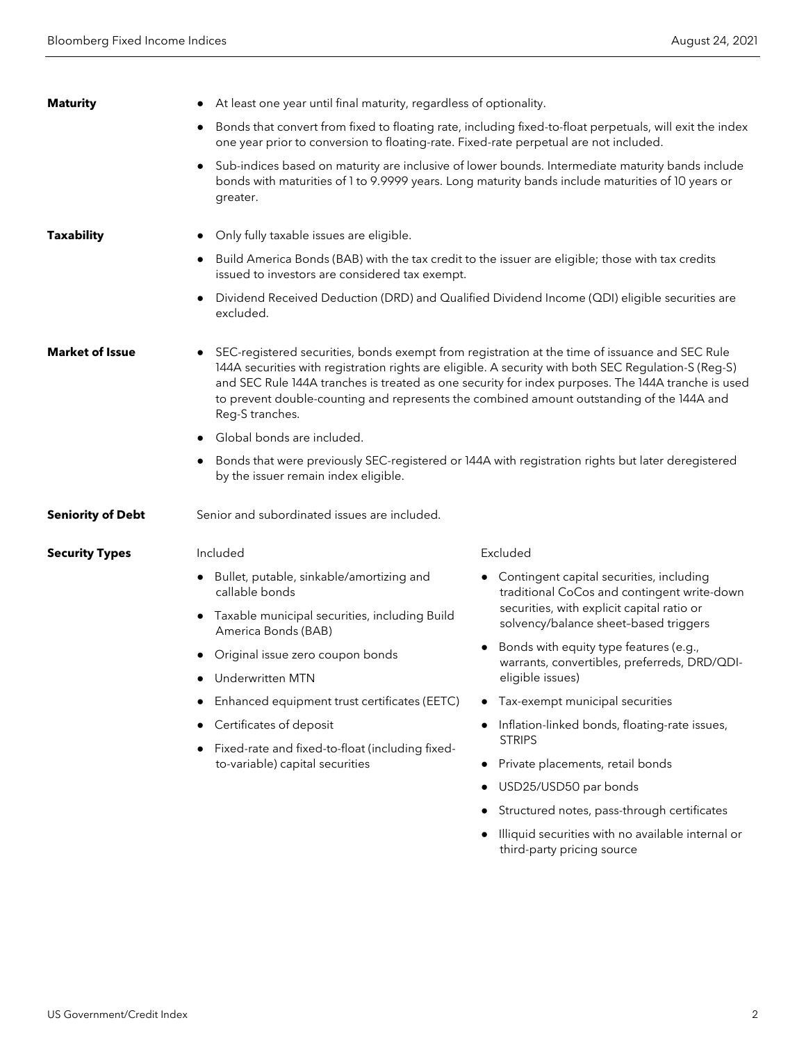**Maturity**

- At least one year until final maturity, regardless of optionality.
- Bonds that convert from fixed to floating rate, including fixed-to-float perpetuals, will exit the index one year prior to conversion to floating-rate. Fixed-rate perpetual are not included.
- Sub-indices based on maturity are inclusive of lower bounds. Intermediate maturity bands include bonds with maturities of 1 to 9.9999 years. Long maturity bands include maturities of 10 years or greater.

**Taxability**

- Only fully taxable issues are eligible.
- Build America Bonds (BAB) with the tax credit to the issuer are eligible; those with tax credits issued to investors are considered tax exempt.
- Dividend Received Deduction (DRD) and Qualified Dividend Income (QDI) eligible securities are excluded.

**Market of Issue**

- SEC-registered securities, bonds exempt from registration at the time of issuance and SEC Rule 144A securities with registration rights are eligible. A security with both SEC Regulation-S (Reg-S) and SEC Rule 144A tranches is treated as one security for index purposes. The 144A tranche is used to prevent double-counting and represents the combined amount outstanding of the 144A and Reg-S tranches.
- Global bonds are included.
- Bonds that were previously SEC-registered or 144A with registration rights but later deregistered by the issuer remain index eligible.

**Seniority of Debt**

Senior and subordinated issues are included.

**Security Types**

Included

- Bullet, putable, sinkable/amortizing and callable bonds
- Taxable municipal securities, including Build America Bonds (BAB)
- Original issue zero coupon bonds
- Underwritten MTN
- Enhanced equipment trust certificates (EETC)
- Certificates of deposit
- Fixed-rate and fixed-to-float (including fixed-to-variable) capital securities

Excluded

- Contingent capital securities, including traditional CoCos and contingent write-down securities, with explicit capital ratio or solvency/balance sheet–based triggers
- Bonds with equity type features (e.g., warrants, convertibles, preferreds, DRD/QDI-eligible issues)
- Tax-exempt municipal securities
- Inflation-linked bonds, floating-rate issues, STRIPS
- Private placements, retail bonds
- USD25/USD50 par bonds
- Structured notes, pass-through certificates
- Illiquid securities with no available internal or third-party pricing source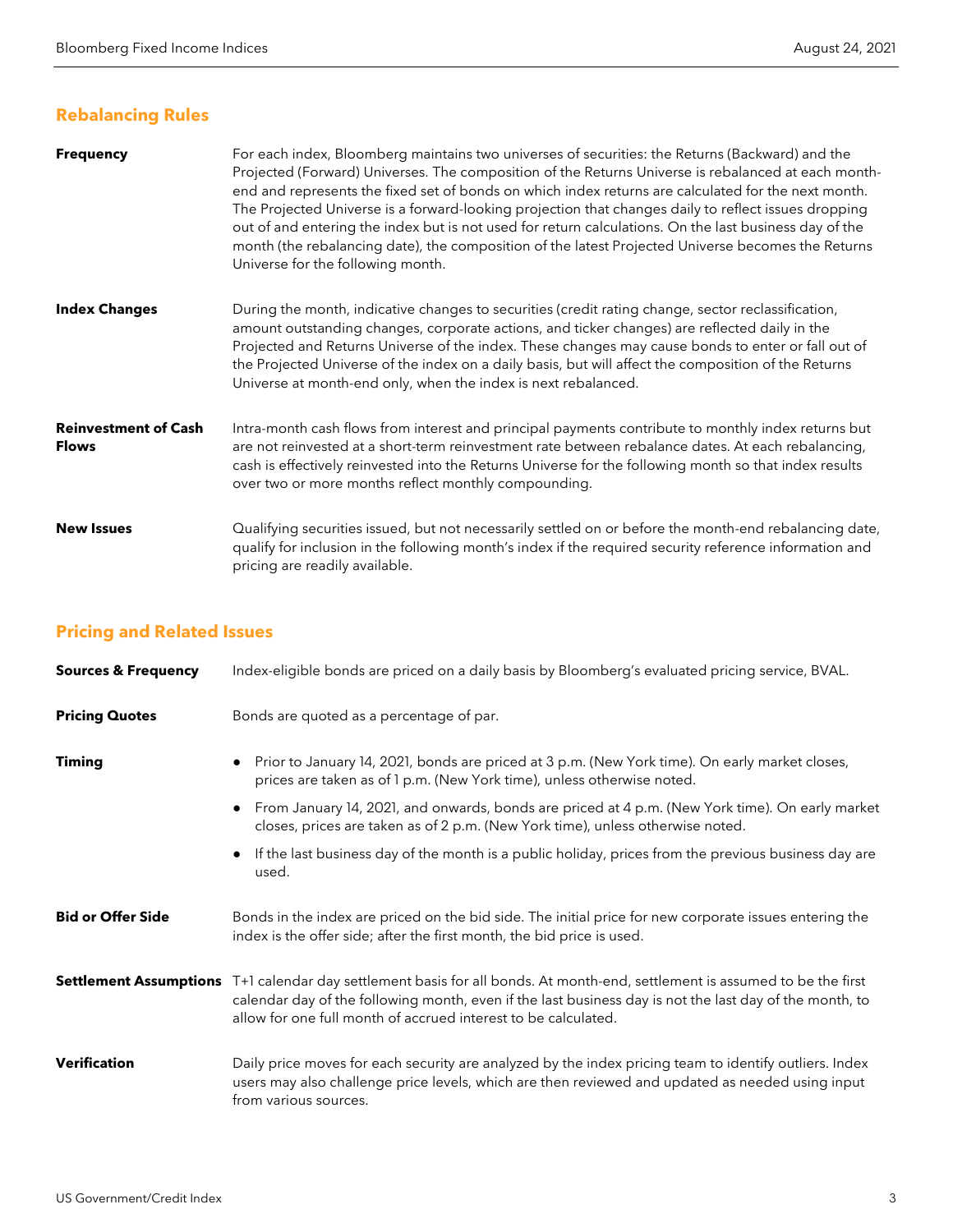## Rebalancing Rules

**Frequency**

For each index, Bloomberg maintains two universes of securities: the Returns (Backward) and the Projected (Forward) Universes. The composition of the Returns Universe is rebalanced at each month-end and represents the fixed set of bonds on which index returns are calculated for the next month. The Projected Universe is a forward-looking projection that changes daily to reflect issues dropping out of and entering the index but is not used for return calculations. On the last business day of the month (the rebalancing date), the composition of the latest Projected Universe becomes the Returns Universe for the following month.

**Index Changes**

During the month, indicative changes to securities (credit rating change, sector reclassification, amount outstanding changes, corporate actions, and ticker changes) are reflected daily in the Projected and Returns Universe of the index. These changes may cause bonds to enter or fall out of the Projected Universe of the index on a daily basis, but will affect the composition of the Returns Universe at month-end only, when the index is next rebalanced.

**Reinvestment of Cash Flows**

Intra-month cash flows from interest and principal payments contribute to monthly index returns but are not reinvested at a short-term reinvestment rate between rebalance dates. At each rebalancing, cash is effectively reinvested into the Returns Universe for the following month so that index results over two or more months reflect monthly compounding.

**New Issues**

Qualifying securities issued, but not necessarily settled on or before the month-end rebalancing date, qualify for inclusion in the following month's index if the required security reference information and pricing are readily available.

## Pricing and Related Issues

**Sources & Frequency**

Index-eligible bonds are priced on a daily basis by Bloomberg's evaluated pricing service, BVAL.

**Pricing Quotes**

Bonds are quoted as a percentage of par.

**Timing**

- Prior to January 14, 2021, bonds are priced at 3 p.m. (New York time). On early market closes, prices are taken as of 1 p.m. (New York time), unless otherwise noted.
- From January 14, 2021, and onwards, bonds are priced at 4 p.m. (New York time). On early market closes, prices are taken as of 2 p.m. (New York time), unless otherwise noted.
- If the last business day of the month is a public holiday, prices from the previous business day are used.

**Bid or Offer Side**

Bonds in the index are priced on the bid side. The initial price for new corporate issues entering the index is the offer side; after the first month, the bid price is used.

**Settlement Assumptions**

T+1 calendar day settlement basis for all bonds. At month-end, settlement is assumed to be the first calendar day of the following month, even if the last business day is not the last day of the month, to allow for one full month of accrued interest to be calculated.

**Verification**

Daily price moves for each security are analyzed by the index pricing team to identify outliers. Index users may also challenge price levels, which are then reviewed and updated as needed using input from various sources.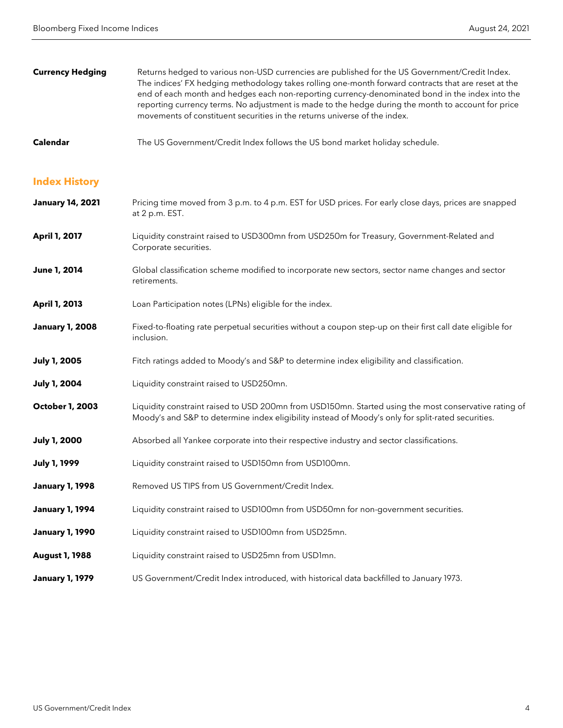**Currency Hedging**

Returns hedged to various non-USD currencies are published for the US Government/Credit Index. The indices' FX hedging methodology takes rolling one-month forward contracts that are reset at the end of each month and hedges each non-reporting currency-denominated bond in the index into the reporting currency terms. No adjustment is made to the hedge during the month to account for price movements of constituent securities in the returns universe of the index.

**Calendar**

The US Government/Credit Index follows the US bond market holiday schedule.

## Index History

**January 14, 2021** — Pricing time moved from 3 p.m. to 4 p.m. EST for USD prices. For early close days, prices are snapped at 2 p.m. EST.

**April 1, 2017** — Liquidity constraint raised to USD300mn from USD250m for Treasury, Government-Related and Corporate securities.

**June 1, 2014** — Global classification scheme modified to incorporate new sectors, sector name changes and sector retirements.

**April 1, 2013** — Loan Participation notes (LPNs) eligible for the index.

**January 1, 2008** — Fixed-to-floating rate perpetual securities without a coupon step-up on their first call date eligible for inclusion.

**July 1, 2005** — Fitch ratings added to Moody's and S&P to determine index eligibility and classification.

**July 1, 2004** — Liquidity constraint raised to USD250mn.

**October 1, 2003** — Liquidity constraint raised to USD 200mn from USD150mn. Started using the most conservative rating of Moody's and S&P to determine index eligibility instead of Moody's only for split-rated securities.

**July 1, 2000** — Absorbed all Yankee corporate into their respective industry and sector classifications.

**July 1, 1999** — Liquidity constraint raised to USD150mn from USD100mn.

**January 1, 1998** — Removed US TIPS from US Government/Credit Index.

**January 1, 1994** — Liquidity constraint raised to USD100mn from USD50mn for non-government securities.

**January 1, 1990** — Liquidity constraint raised to USD100mn from USD25mn.

**August 1, 1988** — Liquidity constraint raised to USD25mn from USD1mn.

**January 1, 1979** — US Government/Credit Index introduced, with historical data backfilled to January 1973.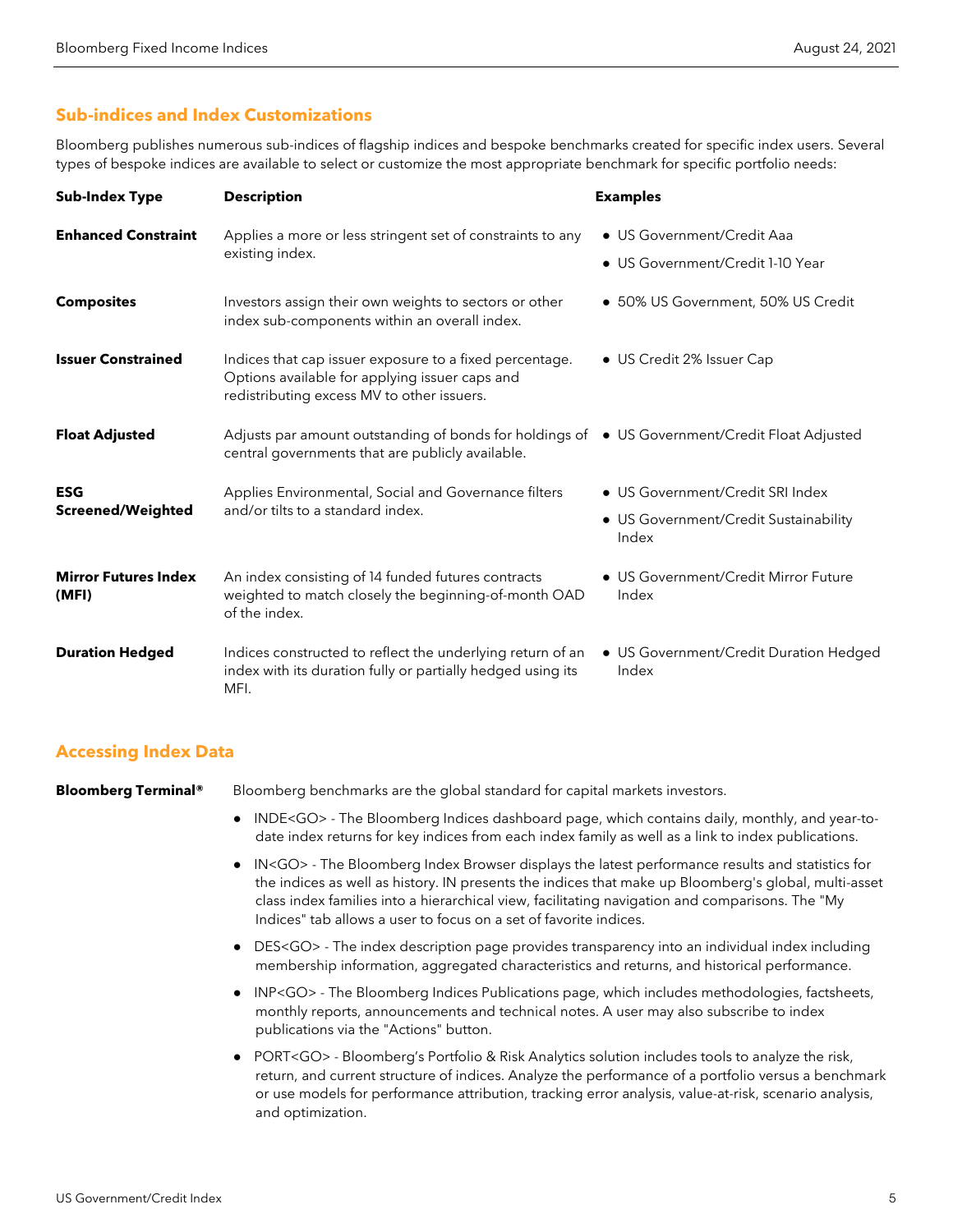## Sub-indices and Index Customizations

Bloomberg publishes numerous sub-indices of flagship indices and bespoke benchmarks created for specific index users. Several types of bespoke indices are available to select or customize the most appropriate benchmark for specific portfolio needs:

| Sub-Index Type | Description | Examples |
|---|---|---|
| **Enhanced Constraint** | Applies a more or less stringent set of constraints to any existing index. | • US Government/Credit Aaa<br>• US Government/Credit 1-10 Year |
| **Composites** | Investors assign their own weights to sectors or other index sub-components within an overall index. | • 50% US Government, 50% US Credit |
| **Issuer Constrained** | Indices that cap issuer exposure to a fixed percentage. Options available for applying issuer caps and redistributing excess MV to other issuers. | • US Credit 2% Issuer Cap |
| **Float Adjusted** | Adjusts par amount outstanding of bonds for holdings of central governments that are publicly available. | • US Government/Credit Float Adjusted |
| **ESG Screened/Weighted** | Applies Environmental, Social and Governance filters and/or tilts to a standard index. | • US Government/Credit SRI Index<br>• US Government/Credit Sustainability Index |
| **Mirror Futures Index (MFI)** | An index consisting of 14 funded futures contracts weighted to match closely the beginning-of-month OAD of the index. | • US Government/Credit Mirror Future Index |
| **Duration Hedged** | Indices constructed to reflect the underlying return of an index with its duration fully or partially hedged using its MFI. | • US Government/Credit Duration Hedged Index |

## Accessing Index Data

**Bloomberg Terminal®** Bloomberg benchmarks are the global standard for capital markets investors.

- INDE<GO> - The Bloomberg Indices dashboard page, which contains daily, monthly, and year-to-date index returns for key indices from each index family as well as a link to index publications.
- IN<GO> - The Bloomberg Index Browser displays the latest performance results and statistics for the indices as well as history. IN presents the indices that make up Bloomberg's global, multi-asset class index families into a hierarchical view, facilitating navigation and comparisons. The "My Indices" tab allows a user to focus on a set of favorite indices.
- DES<GO> - The index description page provides transparency into an individual index including membership information, aggregated characteristics and returns, and historical performance.
- INP<GO> - The Bloomberg Indices Publications page, which includes methodologies, factsheets, monthly reports, announcements and technical notes. A user may also subscribe to index publications via the "Actions" button.
- PORT<GO> - Bloomberg's Portfolio & Risk Analytics solution includes tools to analyze the risk, return, and current structure of indices. Analyze the performance of a portfolio versus a benchmark or use models for performance attribution, tracking error analysis, value-at-risk, scenario analysis, and optimization.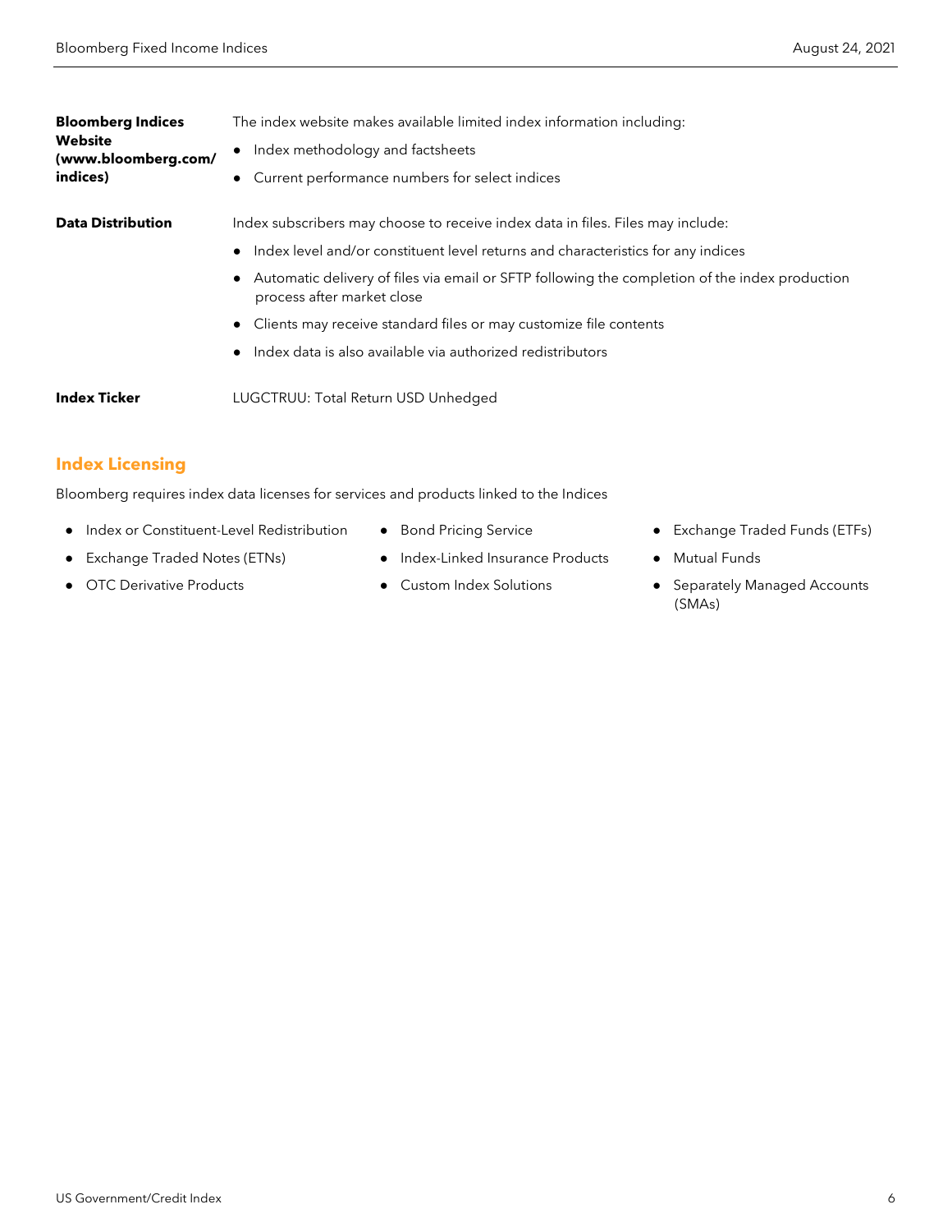| | |
|---|---|
| **Bloomberg Indices Website (www.bloomberg.com/indices)** | The index website makes available limited index information including:<br>● Index methodology and factsheets<br>● Current performance numbers for select indices |
| **Data Distribution** | Index subscribers may choose to receive index data in files. Files may include:<br>● Index level and/or constituent level returns and characteristics for any indices<br>● Automatic delivery of files via email or SFTP following the completion of the index production process after market close<br>● Clients may receive standard files or may customize file contents<br>● Index data is also available via authorized redistributors |
| **Index Ticker** | LUGCTRUU: Total Return USD Unhedged |

## Index Licensing

Bloomberg requires index data licenses for services and products linked to the Indices

- Index or Constituent-Level Redistribution
- Exchange Traded Notes (ETNs)
- OTC Derivative Products
- Bond Pricing Service
- Index-Linked Insurance Products
- Custom Index Solutions
- Exchange Traded Funds (ETFs)
- Mutual Funds
- Separately Managed Accounts (SMAs)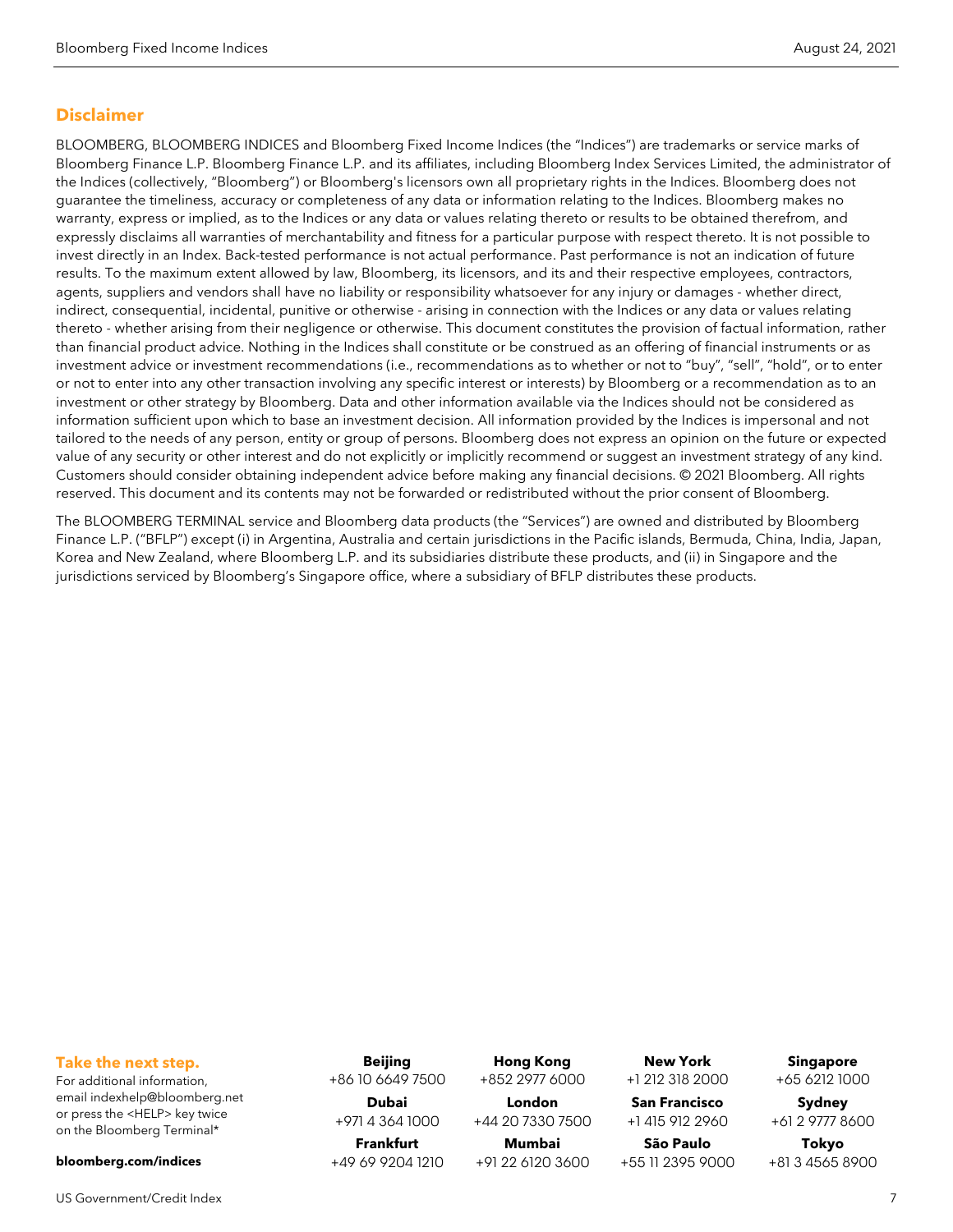## Disclaimer

BLOOMBERG, BLOOMBERG INDICES and Bloomberg Fixed Income Indices (the "Indices") are trademarks or service marks of Bloomberg Finance L.P. Bloomberg Finance L.P. and its affiliates, including Bloomberg Index Services Limited, the administrator of the Indices (collectively, "Bloomberg") or Bloomberg's licensors own all proprietary rights in the Indices. Bloomberg does not guarantee the timeliness, accuracy or completeness of any data or information relating to the Indices. Bloomberg makes no warranty, express or implied, as to the Indices or any data or values relating thereto or results to be obtained therefrom, and expressly disclaims all warranties of merchantability and fitness for a particular purpose with respect thereto. It is not possible to invest directly in an Index. Back-tested performance is not actual performance. Past performance is not an indication of future results. To the maximum extent allowed by law, Bloomberg, its licensors, and its and their respective employees, contractors, agents, suppliers and vendors shall have no liability or responsibility whatsoever for any injury or damages - whether direct, indirect, consequential, incidental, punitive or otherwise - arising in connection with the Indices or any data or values relating thereto - whether arising from their negligence or otherwise. This document constitutes the provision of factual information, rather than financial product advice. Nothing in the Indices shall constitute or be construed as an offering of financial instruments or as investment advice or investment recommendations (i.e., recommendations as to whether or not to "buy", "sell", "hold", or to enter or not to enter into any other transaction involving any specific interest or interests) by Bloomberg or a recommendation as to an investment or other strategy by Bloomberg. Data and other information available via the Indices should not be considered as information sufficient upon which to base an investment decision. All information provided by the Indices is impersonal and not tailored to the needs of any person, entity or group of persons. Bloomberg does not express an opinion on the future or expected value of any security or other interest and do not explicitly or implicitly recommend or suggest an investment strategy of any kind. Customers should consider obtaining independent advice before making any financial decisions. © 2021 Bloomberg. All rights reserved. This document and its contents may not be forwarded or redistributed without the prior consent of Bloomberg.

The BLOOMBERG TERMINAL service and Bloomberg data products (the "Services") are owned and distributed by Bloomberg Finance L.P. ("BFLP") except (i) in Argentina, Australia and certain jurisdictions in the Pacific islands, Bermuda, China, India, Japan, Korea and New Zealand, where Bloomberg L.P. and its subsidiaries distribute these products, and (ii) in Singapore and the jurisdictions serviced by Bloomberg's Singapore office, where a subsidiary of BFLP distributes these products.

**Take the next step.**

For additional information, email indexhelp@bloomberg.net or press the <HELP> key twice on the Bloomberg Terminal*

**bloomberg.com/indices**

| | | | |
|---|---|---|---|
| **Beijing** +86 10 6649 7500 | **Hong Kong** +852 2977 6000 | **New York** +1 212 318 2000 | **Singapore** +65 6212 1000 |
| **Dubai** +971 4 364 1000 | **London** +44 20 7330 7500 | **San Francisco** +1 415 912 2960 | **Sydney** +61 2 9777 8600 |
| **Frankfurt** +49 69 9204 1210 | **Mumbai** +91 22 6120 3600 | **São Paulo** +55 11 2395 9000 | **Tokyo** +81 3 4565 8900 |